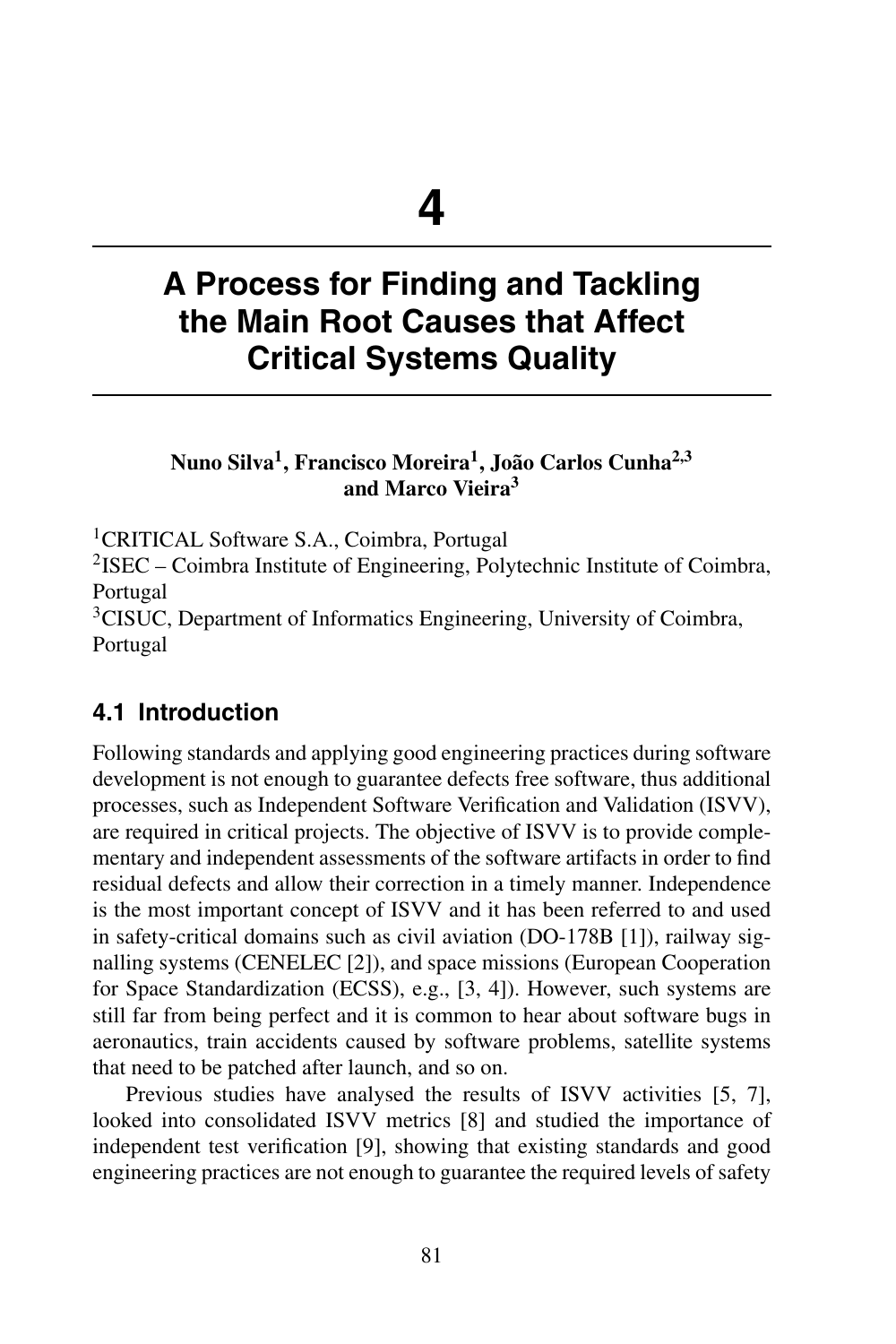# 4

# A Process for Finding and Tackling the Main Root Causes that Affect Critical Systems Quality

**Nuno Silva[1], Francisco Moreira[1], João Carlos Cunha[2,3] and Marco Vieira[3]**

[1]CRITICAL Software S.A., Coimbra, Portugal
[2]ISEC – Coimbra Institute of Engineering, Polytechnic Institute of Coimbra, Portugal
[3]CISUC, Department of Informatics Engineering, University of Coimbra, Portugal

## 4.1 Introduction

Following standards and applying good engineering practices during software development is not enough to guarantee defects free software, thus additional processes, such as Independent Software Verification and Validation (ISVV), are required in critical projects. The objective of ISVV is to provide complementary and independent assessments of the software artifacts in order to find residual defects and allow their correction in a timely manner. Independence is the most important concept of ISVV and it has been referred to and used in safety-critical domains such as civil aviation (DO-178B [1]), railway signalling systems (CENELEC [2]), and space missions (European Cooperation for Space Standardization (ECSS), e.g., [3, 4]). However, such systems are still far from being perfect and it is common to hear about software bugs in aeronautics, train accidents caused by software problems, satellite systems that need to be patched after launch, and so on.

Previous studies have analysed the results of ISVV activities [5, 7], looked into consolidated ISVV metrics [8] and studied the importance of independent test verification [9], showing that existing standards and good engineering practices are not enough to guarantee the required levels of safety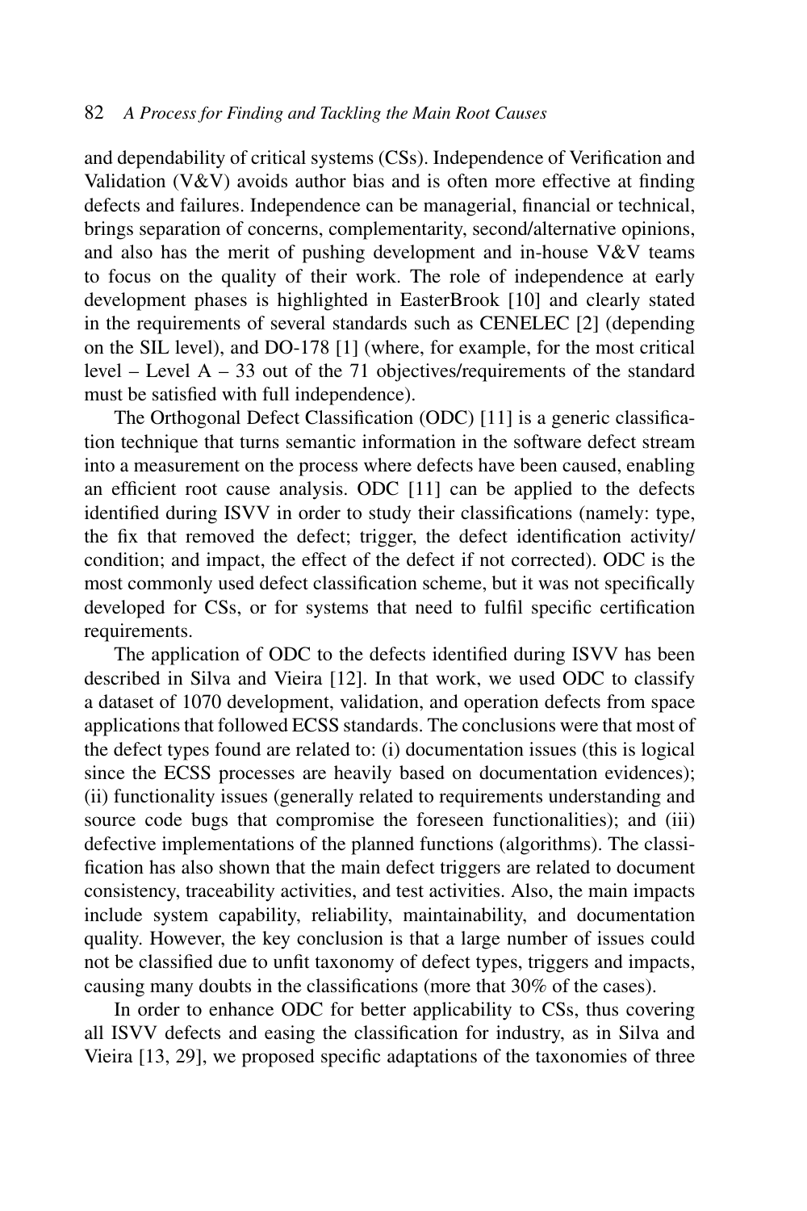and dependability of critical systems (CSs). Independence of Verification and Validation (V&V) avoids author bias and is often more effective at finding defects and failures. Independence can be managerial, financial or technical, brings separation of concerns, complementarity, second/alternative opinions, and also has the merit of pushing development and in-house V&V teams to focus on the quality of their work. The role of independence at early development phases is highlighted in EasterBrook [10] and clearly stated in the requirements of several standards such as CENELEC [2] (depending on the SIL level), and DO-178 [1] (where, for example, for the most critical level – Level A – 33 out of the 71 objectives/requirements of the standard must be satisfied with full independence).

The Orthogonal Defect Classification (ODC) [11] is a generic classification technique that turns semantic information in the software defect stream into a measurement on the process where defects have been caused, enabling an efficient root cause analysis. ODC [11] can be applied to the defects identified during ISVV in order to study their classifications (namely: type, the fix that removed the defect; trigger, the defect identification activity/ condition; and impact, the effect of the defect if not corrected). ODC is the most commonly used defect classification scheme, but it was not specifically developed for CSs, or for systems that need to fulfil specific certification requirements.

The application of ODC to the defects identified during ISVV has been described in Silva and Vieira [12]. In that work, we used ODC to classify a dataset of 1070 development, validation, and operation defects from space applications that followed ECSS standards. The conclusions were that most of the defect types found are related to: (i) documentation issues (this is logical since the ECSS processes are heavily based on documentation evidences); (ii) functionality issues (generally related to requirements understanding and source code bugs that compromise the foreseen functionalities); and (iii) defective implementations of the planned functions (algorithms). The classification has also shown that the main defect triggers are related to document consistency, traceability activities, and test activities. Also, the main impacts include system capability, reliability, maintainability, and documentation quality. However, the key conclusion is that a large number of issues could not be classified due to unfit taxonomy of defect types, triggers and impacts, causing many doubts in the classifications (more that 30% of the cases).

In order to enhance ODC for better applicability to CSs, thus covering all ISVV defects and easing the classification for industry, as in Silva and Vieira [13, 29], we proposed specific adaptations of the taxonomies of three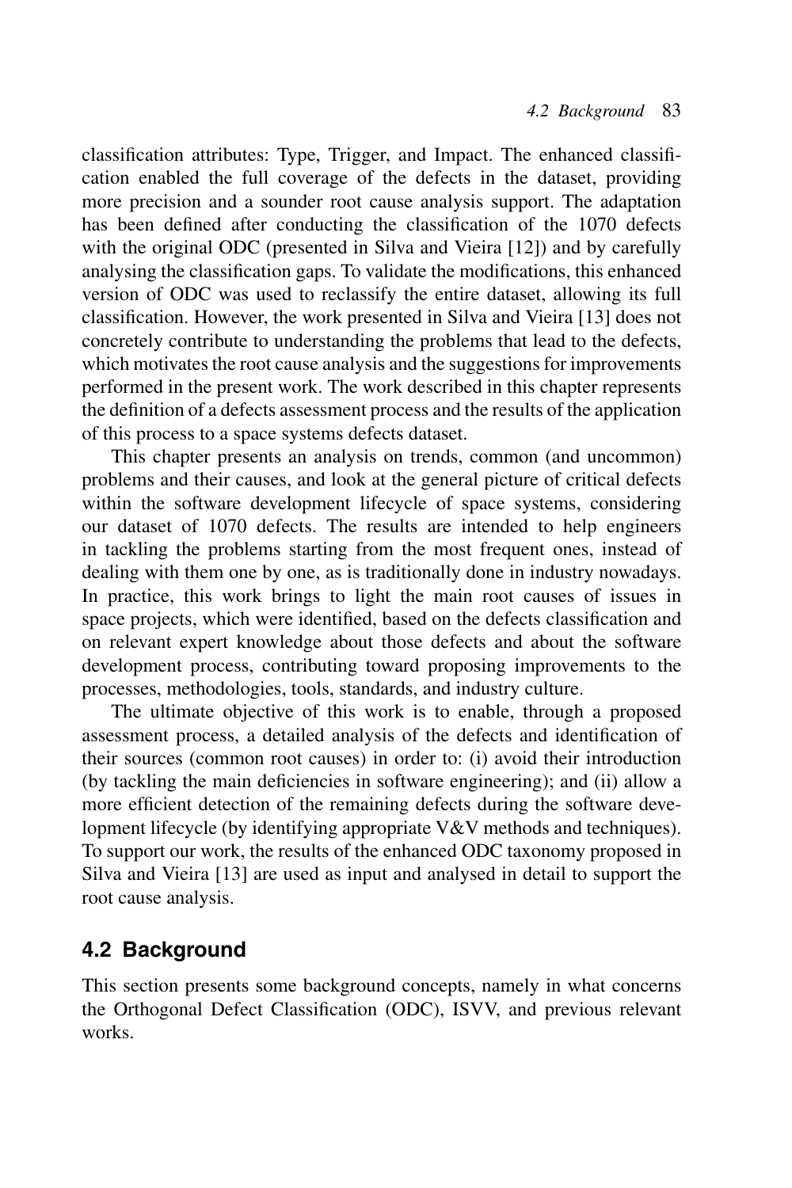classification attributes: Type, Trigger, and Impact. The enhanced classification enabled the full coverage of the defects in the dataset, providing more precision and a sounder root cause analysis support. The adaptation has been defined after conducting the classification of the 1070 defects with the original ODC (presented in Silva and Vieira [12]) and by carefully analysing the classification gaps. To validate the modifications, this enhanced version of ODC was used to reclassify the entire dataset, allowing its full classification. However, the work presented in Silva and Vieira [13] does not concretely contribute to understanding the problems that lead to the defects, which motivates the root cause analysis and the suggestions for improvements performed in the present work. The work described in this chapter represents the definition of a defects assessment process and the results of the application of this process to a space systems defects dataset.

This chapter presents an analysis on trends, common (and uncommon) problems and their causes, and look at the general picture of critical defects within the software development lifecycle of space systems, considering our dataset of 1070 defects. The results are intended to help engineers in tackling the problems starting from the most frequent ones, instead of dealing with them one by one, as is traditionally done in industry nowadays. In practice, this work brings to light the main root causes of issues in space projects, which were identified, based on the defects classification and on relevant expert knowledge about those defects and about the software development process, contributing toward proposing improvements to the processes, methodologies, tools, standards, and industry culture.

The ultimate objective of this work is to enable, through a proposed assessment process, a detailed analysis of the defects and identification of their sources (common root causes) in order to: (i) avoid their introduction (by tackling the main deficiencies in software engineering); and (ii) allow a more efficient detection of the remaining defects during the software development lifecycle (by identifying appropriate V&V methods and techniques). To support our work, the results of the enhanced ODC taxonomy proposed in Silva and Vieira [13] are used as input and analysed in detail to support the root cause analysis.

## 4.2 Background

This section presents some background concepts, namely in what concerns the Orthogonal Defect Classification (ODC), ISVV, and previous relevant works.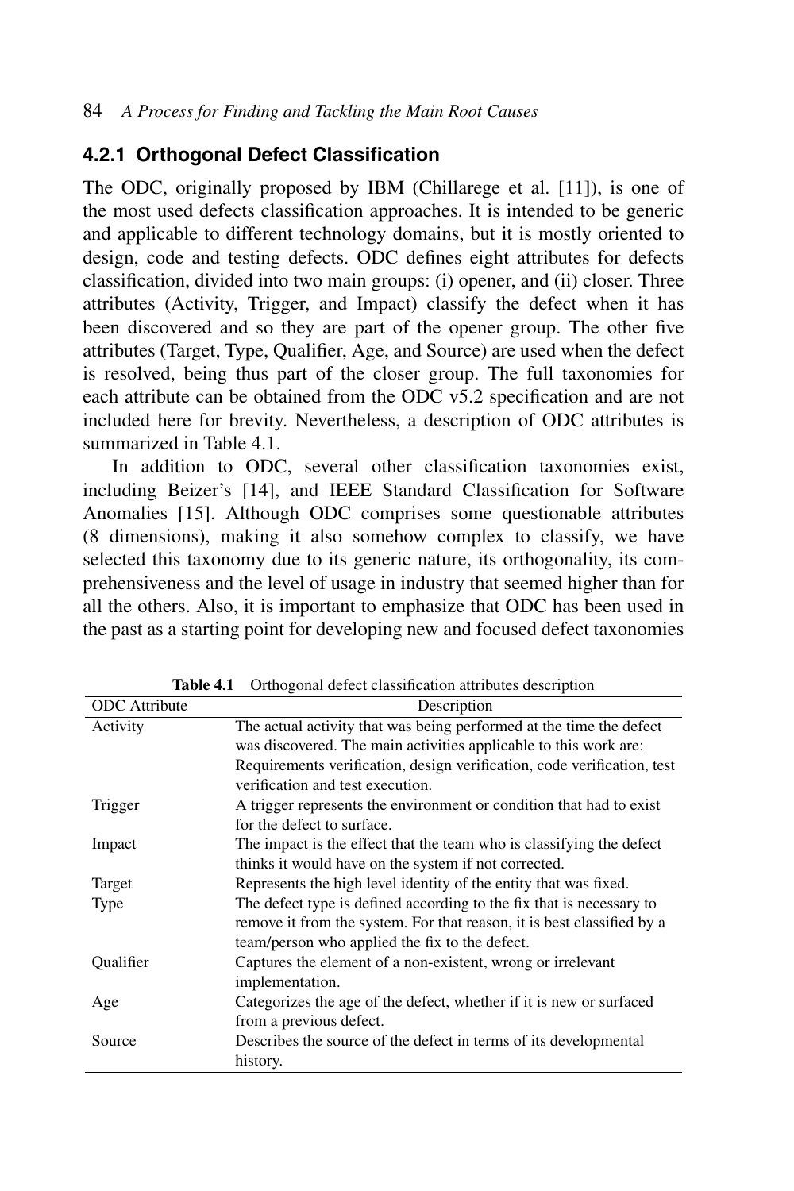### 4.2.1 Orthogonal Defect Classification

The ODC, originally proposed by IBM (Chillarege et al. [11]), is one of the most used defects classification approaches. It is intended to be generic and applicable to different technology domains, but it is mostly oriented to design, code and testing defects. ODC defines eight attributes for defects classification, divided into two main groups: (i) opener, and (ii) closer. Three attributes (Activity, Trigger, and Impact) classify the defect when it has been discovered and so they are part of the opener group. The other five attributes (Target, Type, Qualifier, Age, and Source) are used when the defect is resolved, being thus part of the closer group. The full taxonomies for each attribute can be obtained from the ODC v5.2 specification and are not included here for brevity. Nevertheless, a description of ODC attributes is summarized in Table 4.1.

In addition to ODC, several other classification taxonomies exist, including Beizer's [14], and IEEE Standard Classification for Software Anomalies [15]. Although ODC comprises some questionable attributes (8 dimensions), making it also somehow complex to classify, we have selected this taxonomy due to its generic nature, its orthogonality, its comprehensiveness and the level of usage in industry that seemed higher than for all the others. Also, it is important to emphasize that ODC has been used in the past as a starting point for developing new and focused defect taxonomies

**Table 4.1** Orthogonal defect classification attributes description

| ODC Attribute | Description |
|---|---|
| Activity | The actual activity that was being performed at the time the defect was discovered. The main activities applicable to this work are: Requirements verification, design verification, code verification, test verification and test execution. |
| Trigger | A trigger represents the environment or condition that had to exist for the defect to surface. |
| Impact | The impact is the effect that the team who is classifying the defect thinks it would have on the system if not corrected. |
| Target | Represents the high level identity of the entity that was fixed. |
| Type | The defect type is defined according to the fix that is necessary to remove it from the system. For that reason, it is best classified by a team/person who applied the fix to the defect. |
| Qualifier | Captures the element of a non-existent, wrong or irrelevant implementation. |
| Age | Categorizes the age of the defect, whether if it is new or surfaced from a previous defect. |
| Source | Describes the source of the defect in terms of its developmental history. |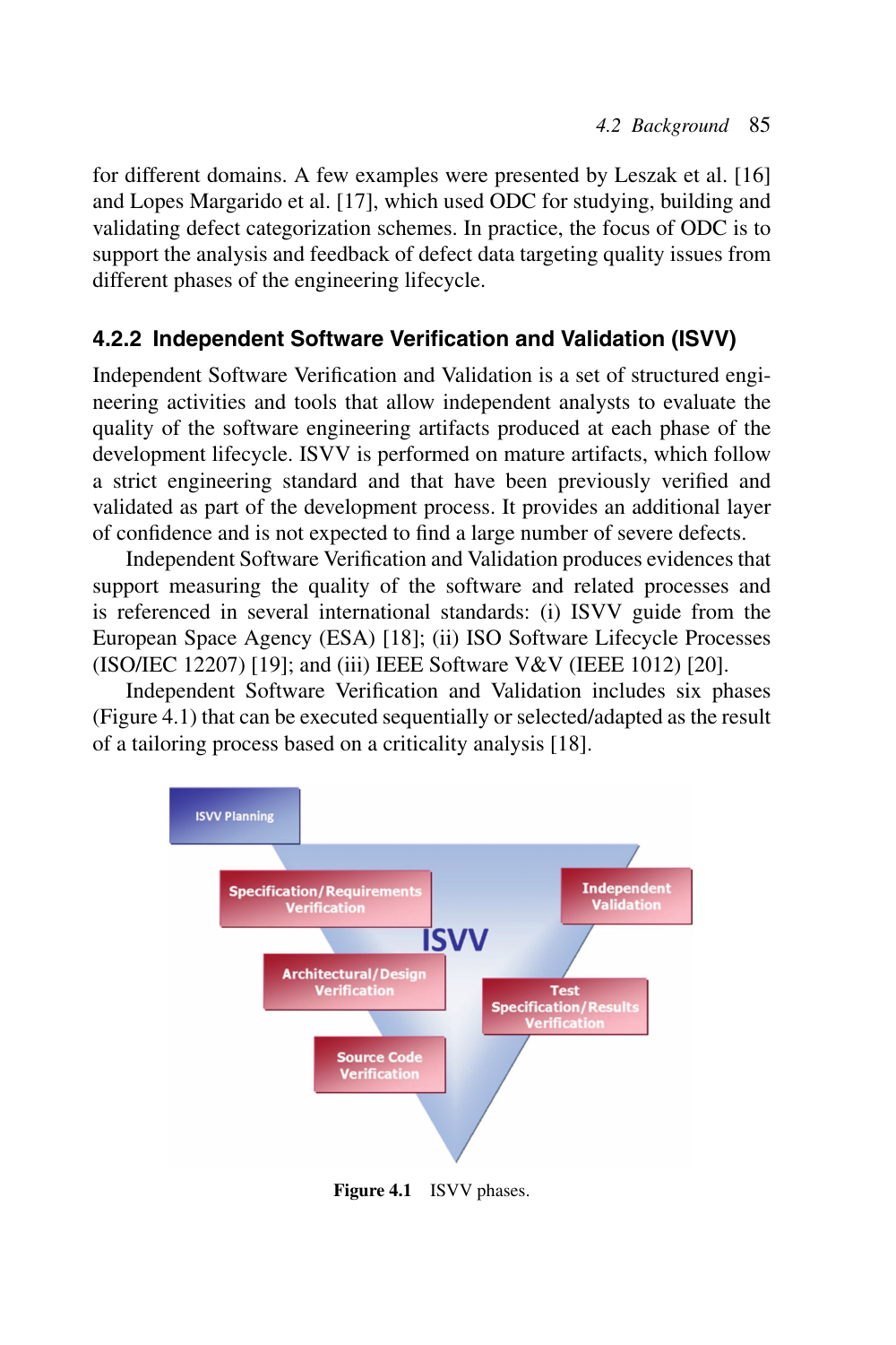for different domains. A few examples were presented by Leszak et al. [16] and Lopes Margarido et al. [17], which used ODC for studying, building and validating defect categorization schemes. In practice, the focus of ODC is to support the analysis and feedback of defect data targeting quality issues from different phases of the engineering lifecycle.

### 4.2.2 Independent Software Verification and Validation (ISVV)

Independent Software Verification and Validation is a set of structured engineering activities and tools that allow independent analysts to evaluate the quality of the software engineering artifacts produced at each phase of the development lifecycle. ISVV is performed on mature artifacts, which follow a strict engineering standard and that have been previously verified and validated as part of the development process. It provides an additional layer of confidence and is not expected to find a large number of severe defects.

Independent Software Verification and Validation produces evidences that support measuring the quality of the software and related processes and is referenced in several international standards: (i) ISVV guide from the European Space Agency (ESA) [18]; (ii) ISO Software Lifecycle Processes (ISO/IEC 12207) [19]; and (iii) IEEE Software V&V (IEEE 1012) [20].

Independent Software Verification and Validation includes six phases (Figure 4.1) that can be executed sequentially or selected/adapted as the result of a tailoring process based on a criticality analysis [18].

**Figure 4.1** ISVV phases.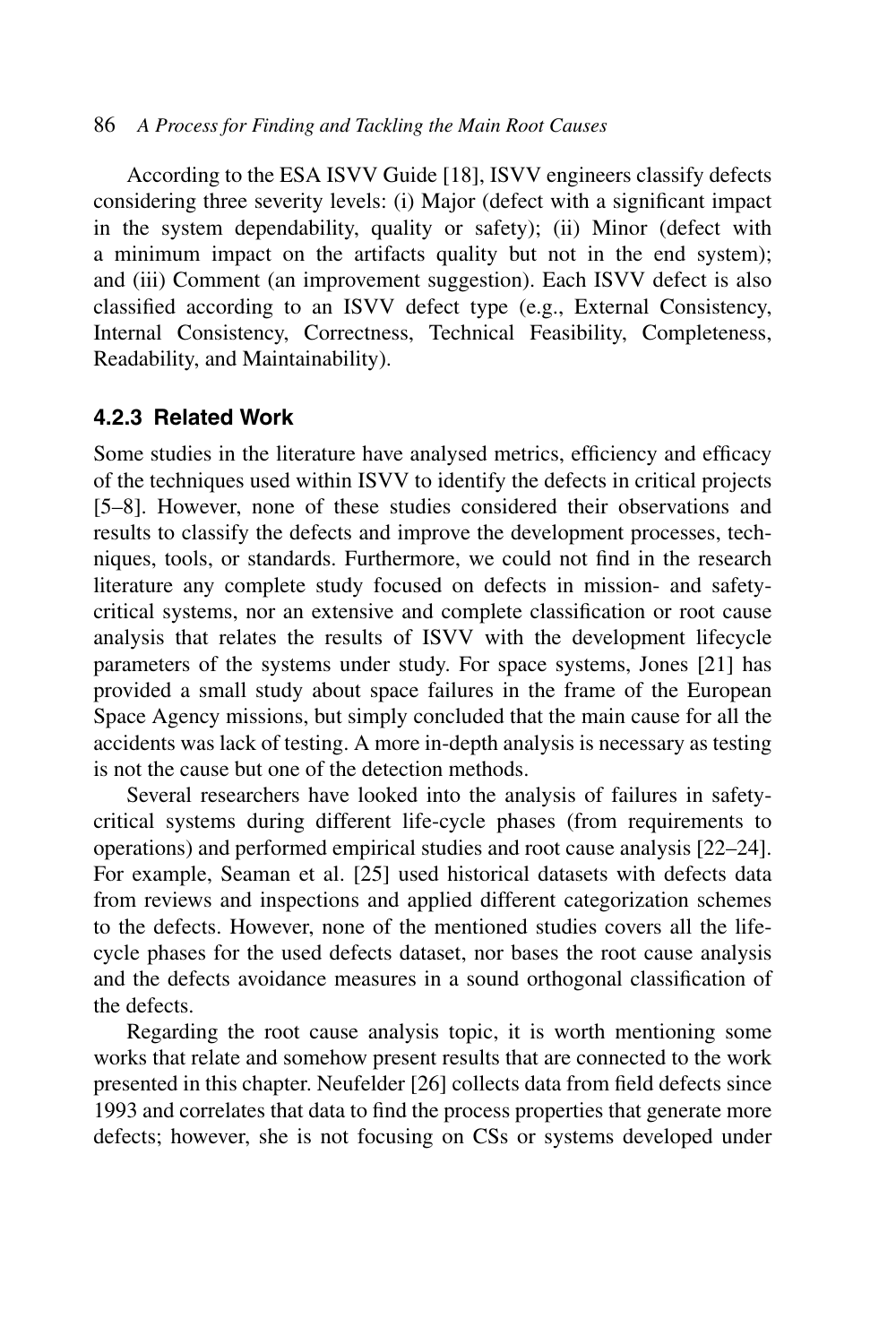According to the ESA ISVV Guide [18], ISVV engineers classify defects considering three severity levels: (i) Major (defect with a significant impact in the system dependability, quality or safety); (ii) Minor (defect with a minimum impact on the artifacts quality but not in the end system); and (iii) Comment (an improvement suggestion). Each ISVV defect is also classified according to an ISVV defect type (e.g., External Consistency, Internal Consistency, Correctness, Technical Feasibility, Completeness, Readability, and Maintainability).

### 4.2.3 Related Work

Some studies in the literature have analysed metrics, efficiency and efficacy of the techniques used within ISVV to identify the defects in critical projects [5–8]. However, none of these studies considered their observations and results to classify the defects and improve the development processes, techniques, tools, or standards. Furthermore, we could not find in the research literature any complete study focused on defects in mission- and safety-critical systems, nor an extensive and complete classification or root cause analysis that relates the results of ISVV with the development lifecycle parameters of the systems under study. For space systems, Jones [21] has provided a small study about space failures in the frame of the European Space Agency missions, but simply concluded that the main cause for all the accidents was lack of testing. A more in-depth analysis is necessary as testing is not the cause but one of the detection methods.

Several researchers have looked into the analysis of failures in safety-critical systems during different life-cycle phases (from requirements to operations) and performed empirical studies and root cause analysis [22–24]. For example, Seaman et al. [25] used historical datasets with defects data from reviews and inspections and applied different categorization schemes to the defects. However, none of the mentioned studies covers all the life-cycle phases for the used defects dataset, nor bases the root cause analysis and the defects avoidance measures in a sound orthogonal classification of the defects.

Regarding the root cause analysis topic, it is worth mentioning some works that relate and somehow present results that are connected to the work presented in this chapter. Neufelder [26] collects data from field defects since 1993 and correlates that data to find the process properties that generate more defects; however, she is not focusing on CSs or systems developed under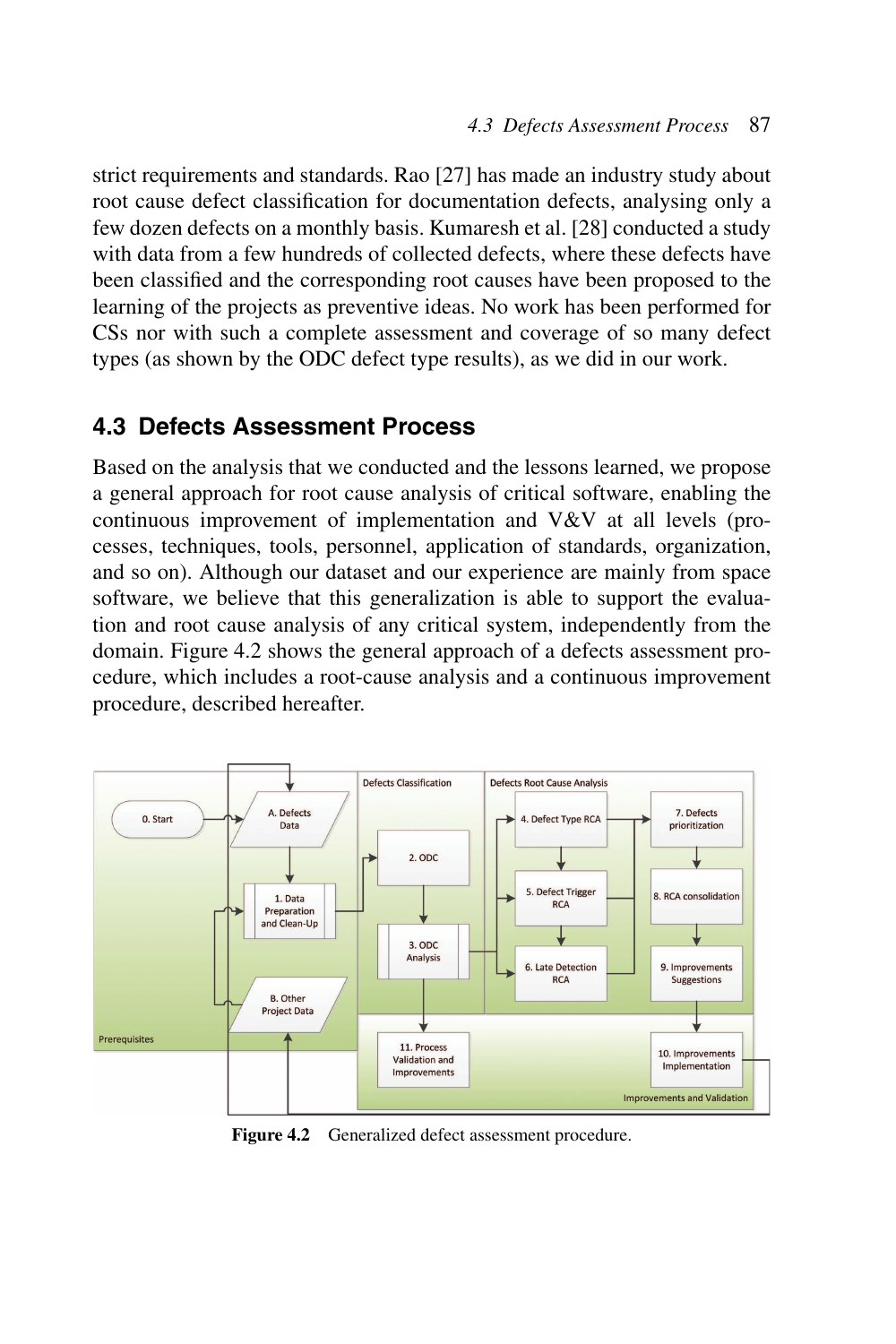strict requirements and standards. Rao [27] has made an industry study about root cause defect classification for documentation defects, analysing only a few dozen defects on a monthly basis. Kumaresh et al. [28] conducted a study with data from a few hundreds of collected defects, where these defects have been classified and the corresponding root causes have been proposed to the learning of the projects as preventive ideas. No work has been performed for CSs nor with such a complete assessment and coverage of so many defect types (as shown by the ODC defect type results), as we did in our work.

## 4.3 Defects Assessment Process

Based on the analysis that we conducted and the lessons learned, we propose a general approach for root cause analysis of critical software, enabling the continuous improvement of implementation and V&V at all levels (processes, techniques, tools, personnel, application of standards, organization, and so on). Although our dataset and our experience are mainly from space software, we believe that this generalization is able to support the evaluation and root cause analysis of any critical system, independently from the domain. Figure 4.2 shows the general approach of a defects assessment procedure, which includes a root-cause analysis and a continuous improvement procedure, described hereafter.

**Figure 4.2** Generalized defect assessment procedure.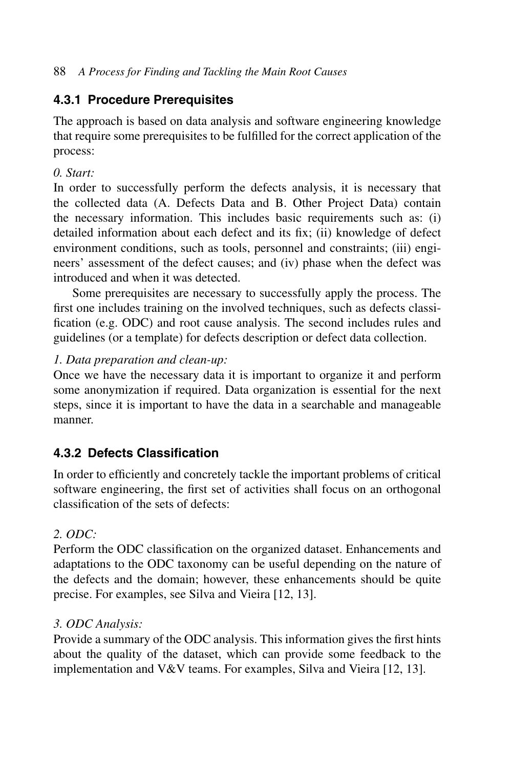### 4.3.1 Procedure Prerequisites

The approach is based on data analysis and software engineering knowledge that require some prerequisites to be fulfilled for the correct application of the process:

*0. Start:*
In order to successfully perform the defects analysis, it is necessary that the collected data (A. Defects Data and B. Other Project Data) contain the necessary information. This includes basic requirements such as: (i) detailed information about each defect and its fix; (ii) knowledge of defect environment conditions, such as tools, personnel and constraints; (iii) engineers' assessment of the defect causes; and (iv) phase when the defect was introduced and when it was detected.

Some prerequisites are necessary to successfully apply the process. The first one includes training on the involved techniques, such as defects classification (e.g. ODC) and root cause analysis. The second includes rules and guidelines (or a template) for defects description or defect data collection.

*1. Data preparation and clean-up:*
Once we have the necessary data it is important to organize it and perform some anonymization if required. Data organization is essential for the next steps, since it is important to have the data in a searchable and manageable manner.

### 4.3.2 Defects Classification

In order to efficiently and concretely tackle the important problems of critical software engineering, the first set of activities shall focus on an orthogonal classification of the sets of defects:

*2. ODC:*
Perform the ODC classification on the organized dataset. Enhancements and adaptations to the ODC taxonomy can be useful depending on the nature of the defects and the domain; however, these enhancements should be quite precise. For examples, see Silva and Vieira [12, 13].

*3. ODC Analysis:*
Provide a summary of the ODC analysis. This information gives the first hints about the quality of the dataset, which can provide some feedback to the implementation and V&V teams. For examples, Silva and Vieira [12, 13].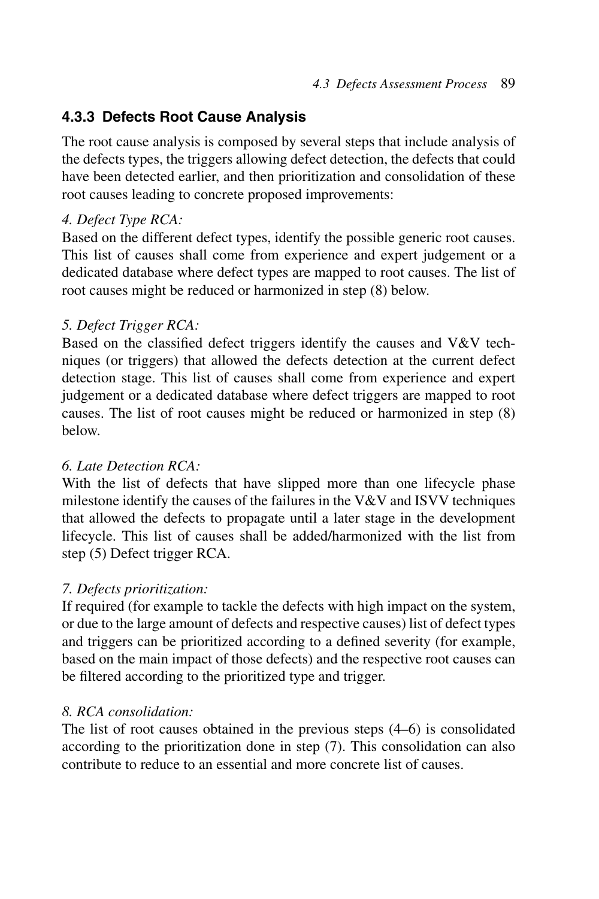### 4.3.3 Defects Root Cause Analysis

The root cause analysis is composed by several steps that include analysis of the defects types, the triggers allowing defect detection, the defects that could have been detected earlier, and then prioritization and consolidation of these root causes leading to concrete proposed improvements:

*4. Defect Type RCA:*
Based on the different defect types, identify the possible generic root causes. This list of causes shall come from experience and expert judgement or a dedicated database where defect types are mapped to root causes. The list of root causes might be reduced or harmonized in step (8) below.

*5. Defect Trigger RCA:*
Based on the classified defect triggers identify the causes and V&V techniques (or triggers) that allowed the defects detection at the current defect detection stage. This list of causes shall come from experience and expert judgement or a dedicated database where defect triggers are mapped to root causes. The list of root causes might be reduced or harmonized in step (8) below.

*6. Late Detection RCA:*
With the list of defects that have slipped more than one lifecycle phase milestone identify the causes of the failures in the V&V and ISVV techniques that allowed the defects to propagate until a later stage in the development lifecycle. This list of causes shall be added/harmonized with the list from step (5) Defect trigger RCA.

*7. Defects prioritization:*
If required (for example to tackle the defects with high impact on the system, or due to the large amount of defects and respective causes) list of defect types and triggers can be prioritized according to a defined severity (for example, based on the main impact of those defects) and the respective root causes can be filtered according to the prioritized type and trigger.

*8. RCA consolidation:*
The list of root causes obtained in the previous steps (4–6) is consolidated according to the prioritization done in step (7). This consolidation can also contribute to reduce to an essential and more concrete list of causes.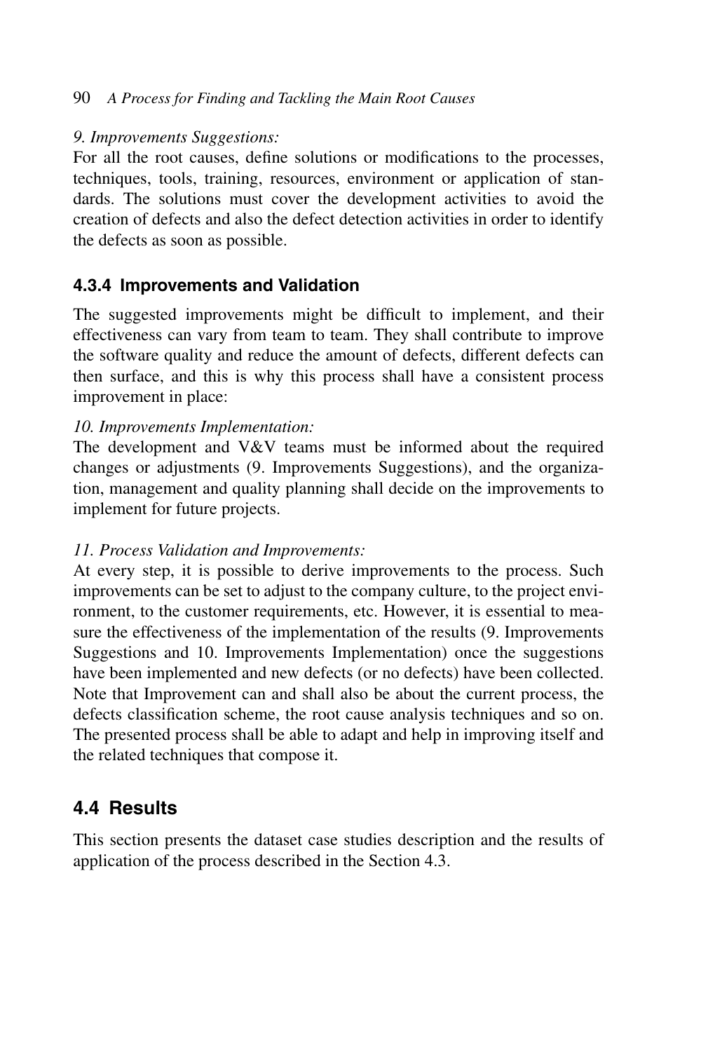*9. Improvements Suggestions:*

For all the root causes, define solutions or modifications to the processes, techniques, tools, training, resources, environment or application of standards. The solutions must cover the development activities to avoid the creation of defects and also the defect detection activities in order to identify the defects as soon as possible.

### 4.3.4 Improvements and Validation

The suggested improvements might be difficult to implement, and their effectiveness can vary from team to team. They shall contribute to improve the software quality and reduce the amount of defects, different defects can then surface, and this is why this process shall have a consistent process improvement in place:

*10. Improvements Implementation:*

The development and V&V teams must be informed about the required changes or adjustments (9. Improvements Suggestions), and the organization, management and quality planning shall decide on the improvements to implement for future projects.

*11. Process Validation and Improvements:*

At every step, it is possible to derive improvements to the process. Such improvements can be set to adjust to the company culture, to the project environment, to the customer requirements, etc. However, it is essential to measure the effectiveness of the implementation of the results (9. Improvements Suggestions and 10. Improvements Implementation) once the suggestions have been implemented and new defects (or no defects) have been collected. Note that Improvement can and shall also be about the current process, the defects classification scheme, the root cause analysis techniques and so on. The presented process shall be able to adapt and help in improving itself and the related techniques that compose it.

## 4.4 Results

This section presents the dataset case studies description and the results of application of the process described in the Section 4.3.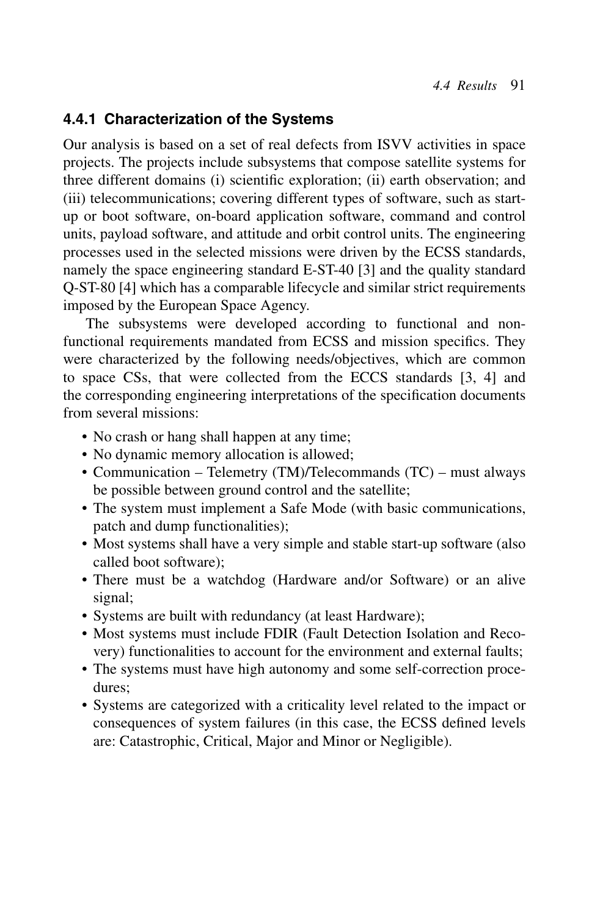### 4.4.1 Characterization of the Systems

Our analysis is based on a set of real defects from ISVV activities in space projects. The projects include subsystems that compose satellite systems for three different domains (i) scientific exploration; (ii) earth observation; and (iii) telecommunications; covering different types of software, such as start-up or boot software, on-board application software, command and control units, payload software, and attitude and orbit control units. The engineering processes used in the selected missions were driven by the ECSS standards, namely the space engineering standard E-ST-40 [3] and the quality standard Q-ST-80 [4] which has a comparable lifecycle and similar strict requirements imposed by the European Space Agency.

The subsystems were developed according to functional and non-functional requirements mandated from ECSS and mission specifics. They were characterized by the following needs/objectives, which are common to space CSs, that were collected from the ECCS standards [3, 4] and the corresponding engineering interpretations of the specification documents from several missions:

- No crash or hang shall happen at any time;
- No dynamic memory allocation is allowed;
- Communication – Telemetry (TM)/Telecommands (TC) – must always be possible between ground control and the satellite;
- The system must implement a Safe Mode (with basic communications, patch and dump functionalities);
- Most systems shall have a very simple and stable start-up software (also called boot software);
- There must be a watchdog (Hardware and/or Software) or an alive signal;
- Systems are built with redundancy (at least Hardware);
- Most systems must include FDIR (Fault Detection Isolation and Recovery) functionalities to account for the environment and external faults;
- The systems must have high autonomy and some self-correction procedures;
- Systems are categorized with a criticality level related to the impact or consequences of system failures (in this case, the ECSS defined levels are: Catastrophic, Critical, Major and Minor or Negligible).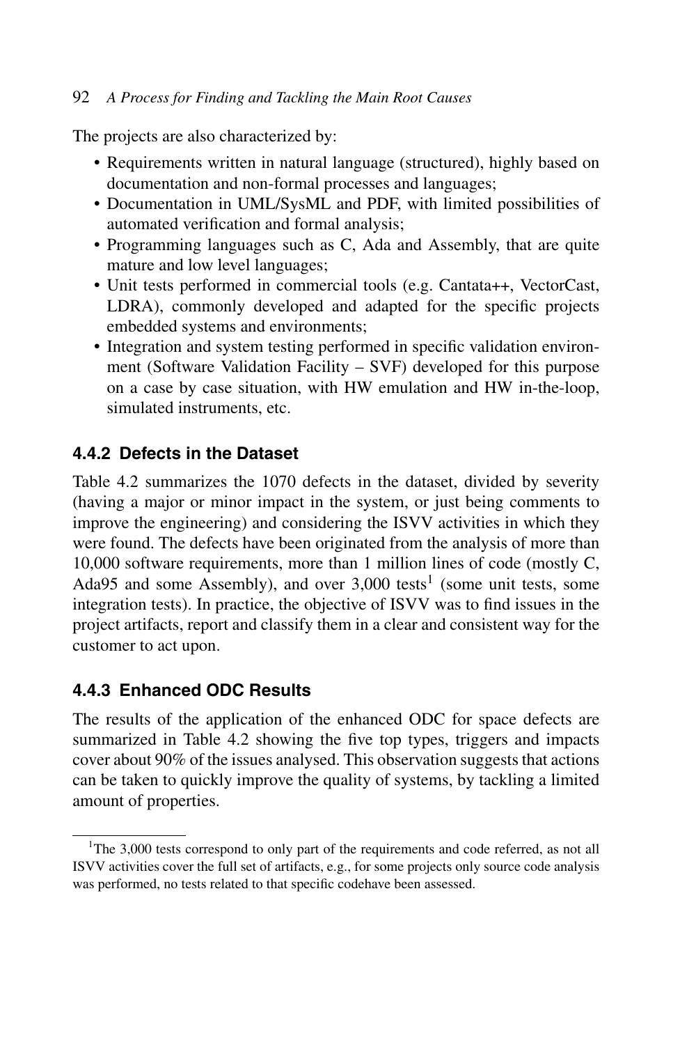The projects are also characterized by:

- Requirements written in natural language (structured), highly based on documentation and non-formal processes and languages;
- Documentation in UML/SysML and PDF, with limited possibilities of automated verification and formal analysis;
- Programming languages such as C, Ada and Assembly, that are quite mature and low level languages;
- Unit tests performed in commercial tools (e.g. Cantata++, VectorCast, LDRA), commonly developed and adapted for the specific projects embedded systems and environments;
- Integration and system testing performed in specific validation environment (Software Validation Facility – SVF) developed for this purpose on a case by case situation, with HW emulation and HW in-the-loop, simulated instruments, etc.

### 4.4.2 Defects in the Dataset

Table 4.2 summarizes the 1070 defects in the dataset, divided by severity (having a major or minor impact in the system, or just being comments to improve the engineering) and considering the ISVV activities in which they were found. The defects have been originated from the analysis of more than 10,000 software requirements, more than 1 million lines of code (mostly C, Ada95 and some Assembly), and over 3,000 tests[1] (some unit tests, some integration tests). In practice, the objective of ISVV was to find issues in the project artifacts, report and classify them in a clear and consistent way for the customer to act upon.

### 4.4.3 Enhanced ODC Results

The results of the application of the enhanced ODC for space defects are summarized in Table 4.2 showing the five top types, triggers and impacts cover about 90% of the issues analysed. This observation suggests that actions can be taken to quickly improve the quality of systems, by tackling a limited amount of properties.

[1]The 3,000 tests correspond to only part of the requirements and code referred, as not all ISVV activities cover the full set of artifacts, e.g., for some projects only source code analysis was performed, no tests related to that specific codehave been assessed.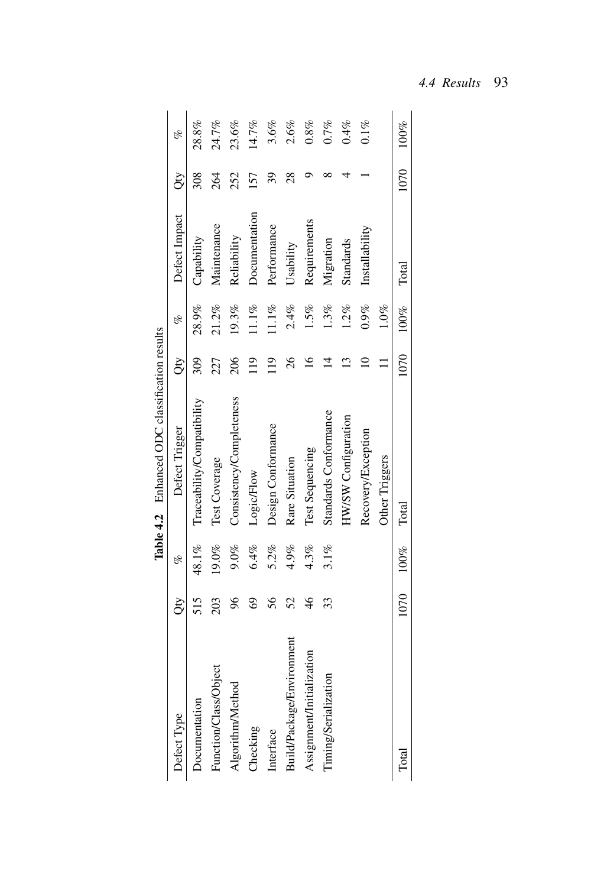**Table 4.2** Enhanced ODC classification results

| Defect Type | Qty | % | Defect Trigger | Qty | % | Defect Impact | Qty | % |
|---|---|---|---|---|---|---|---|---|
| Documentation | 515 | 48.1% | Traceability/Compatibility | 309 | 28.9% | Capability | 308 | 28.8% |
| Function/Class/Object | 203 | 19.0% | Test Coverage | 227 | 21.2% | Maintenance | 264 | 24.7% |
| Algorithm/Method | 96 | 9.0% | Consistency/Completeness | 206 | 19.3% | Reliability | 252 | 23.6% |
| Checking | 69 | 6.4% | Logic/Flow | 119 | 11.1% | Documentation | 157 | 14.7% |
| Interface | 56 | 5.2% | Design Conformance | 119 | 11.1% | Performance | 39 | 3.6% |
| Build/Package/Environment | 52 | 4.9% | Rare Situation | 26 | 2.4% | Usability | 28 | 2.6% |
| Assignment/Initialization | 46 | 4.3% | Test Sequencing | 16 | 1.5% | Requirements | 9 | 0.8% |
| Timing/Serialization | 33 | 3.1% | Standards Conformance | 14 | 1.3% | Migration | 8 | 0.7% |
| | | | HW/SW Configuration | 13 | 1.2% | Standards | 4 | 0.4% |
| | | | Recovery/Exception | 10 | 0.9% | Installability | 1 | 0.1% |
| | | | Other Triggers | 11 | 1.0% | | | |
| Total | 1070 | 100% | Total | 1070 | 100% | Total | 1070 | 100% |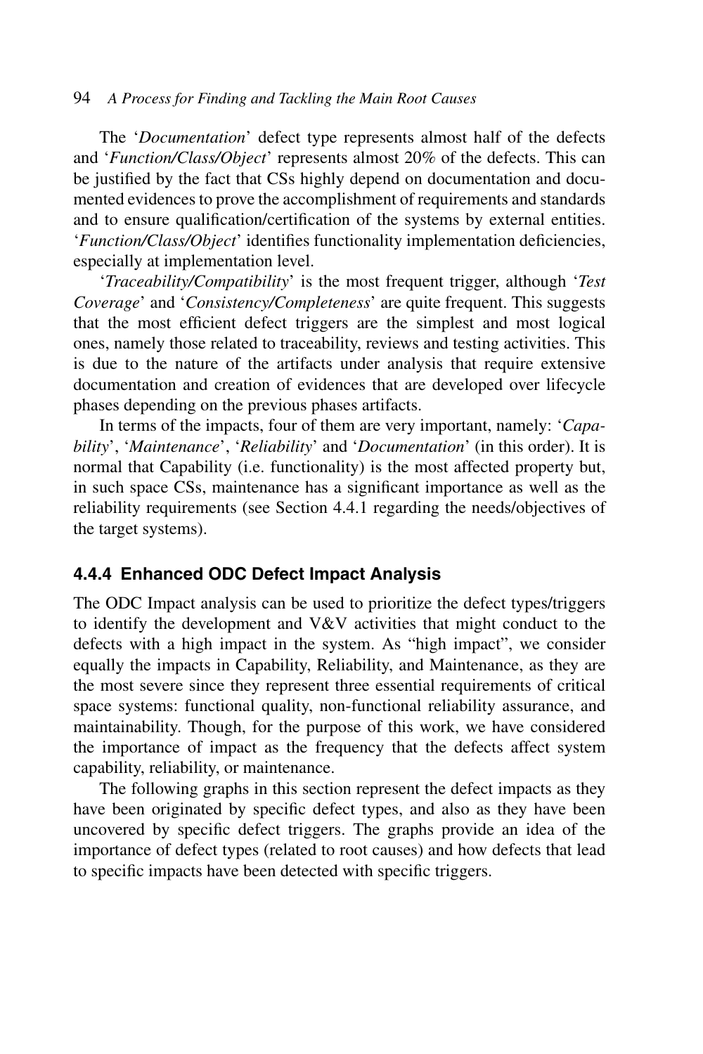The '*Documentation*' defect type represents almost half of the defects and '*Function/Class/Object*' represents almost 20% of the defects. This can be justified by the fact that CSs highly depend on documentation and documented evidences to prove the accomplishment of requirements and standards and to ensure qualification/certification of the systems by external entities. '*Function/Class/Object*' identifies functionality implementation deficiencies, especially at implementation level.

'*Traceability/Compatibility*' is the most frequent trigger, although '*Test Coverage*' and '*Consistency/Completeness*' are quite frequent. This suggests that the most efficient defect triggers are the simplest and most logical ones, namely those related to traceability, reviews and testing activities. This is due to the nature of the artifacts under analysis that require extensive documentation and creation of evidences that are developed over lifecycle phases depending on the previous phases artifacts.

In terms of the impacts, four of them are very important, namely: '*Capability*', '*Maintenance*', '*Reliability*' and '*Documentation*' (in this order). It is normal that Capability (i.e. functionality) is the most affected property but, in such space CSs, maintenance has a significant importance as well as the reliability requirements (see Section 4.4.1 regarding the needs/objectives of the target systems).

### 4.4.4 Enhanced ODC Defect Impact Analysis

The ODC Impact analysis can be used to prioritize the defect types/triggers to identify the development and V&V activities that might conduct to the defects with a high impact in the system. As "high impact", we consider equally the impacts in Capability, Reliability, and Maintenance, as they are the most severe since they represent three essential requirements of critical space systems: functional quality, non-functional reliability assurance, and maintainability. Though, for the purpose of this work, we have considered the importance of impact as the frequency that the defects affect system capability, reliability, or maintenance.

The following graphs in this section represent the defect impacts as they have been originated by specific defect types, and also as they have been uncovered by specific defect triggers. The graphs provide an idea of the importance of defect types (related to root causes) and how defects that lead to specific impacts have been detected with specific triggers.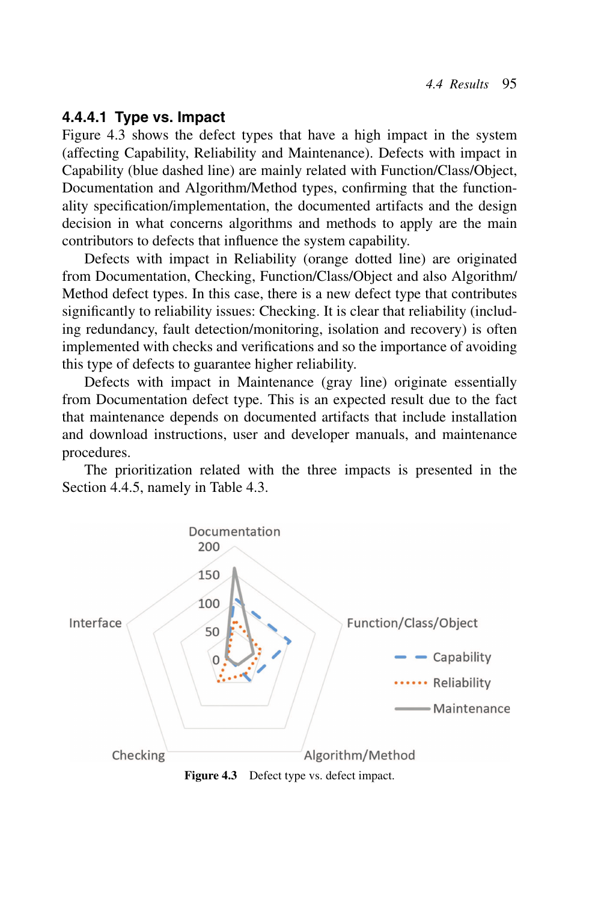#### 4.4.4.1 Type vs. Impact

Figure 4.3 shows the defect types that have a high impact in the system (affecting Capability, Reliability and Maintenance). Defects with impact in Capability (blue dashed line) are mainly related with Function/Class/Object, Documentation and Algorithm/Method types, confirming that the functionality specification/implementation, the documented artifacts and the design decision in what concerns algorithms and methods to apply are the main contributors to defects that influence the system capability.

Defects with impact in Reliability (orange dotted line) are originated from Documentation, Checking, Function/Class/Object and also Algorithm/Method defect types. In this case, there is a new defect type that contributes significantly to reliability issues: Checking. It is clear that reliability (including redundancy, fault detection/monitoring, isolation and recovery) is often implemented with checks and verifications and so the importance of avoiding this type of defects to guarantee higher reliability.

Defects with impact in Maintenance (gray line) originate essentially from Documentation defect type. This is an expected result due to the fact that maintenance depends on documented artifacts that include installation and download instructions, user and developer manuals, and maintenance procedures.

The prioritization related with the three impacts is presented in the Section 4.4.5, namely in Table 4.3.

**Figure 4.3** Defect type vs. defect impact.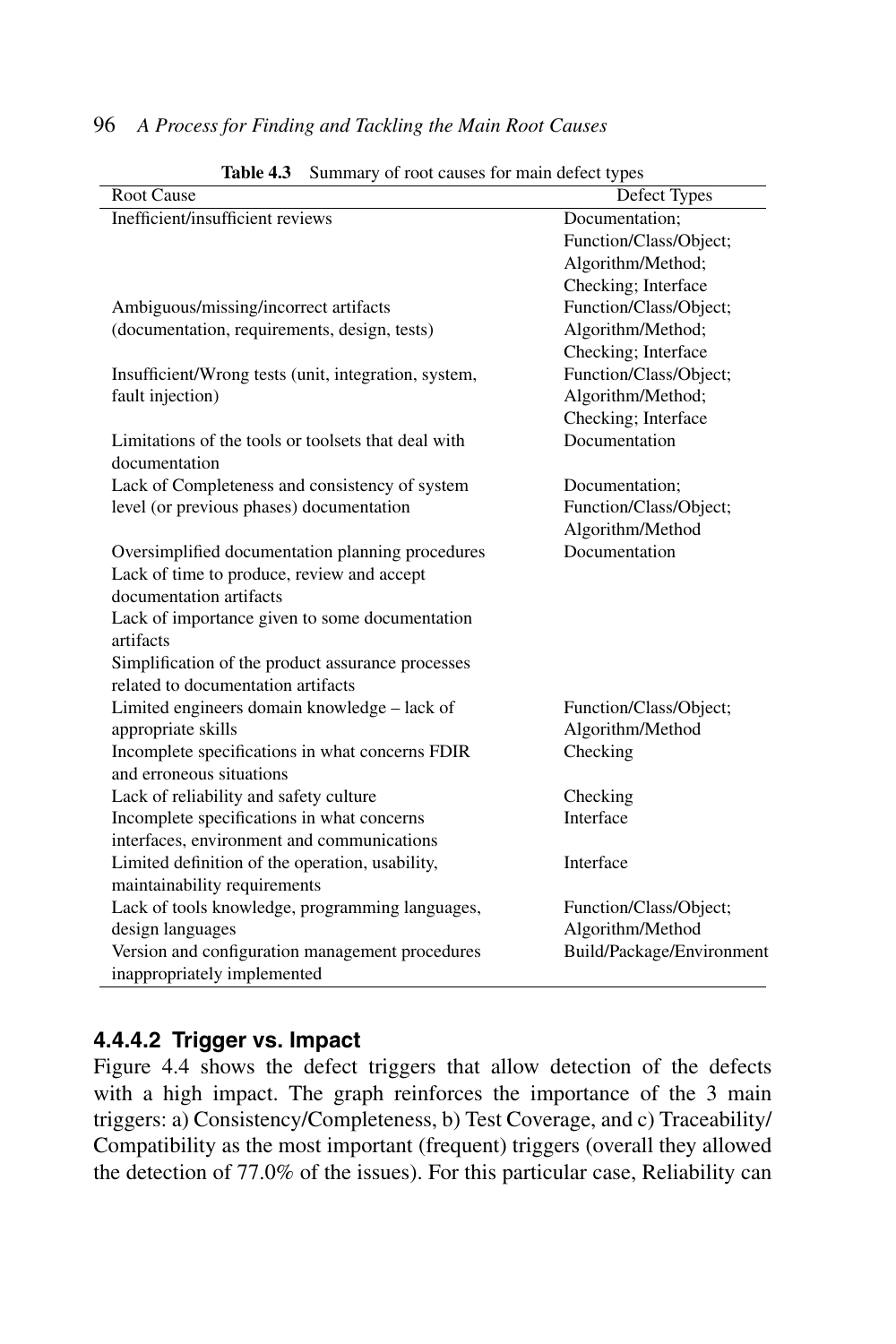**Table 4.3** Summary of root causes for main defect types

| Root Cause | Defect Types |
|---|---|
| Inefficient/insufficient reviews | Documentation; Function/Class/Object; Algorithm/Method; Checking; Interface |
| Ambiguous/missing/incorrect artifacts (documentation, requirements, design, tests) | Function/Class/Object; Algorithm/Method; Checking; Interface |
| Insufficient/Wrong tests (unit, integration, system, fault injection) | Function/Class/Object; Algorithm/Method; Checking; Interface |
| Limitations of the tools or toolsets that deal with documentation | Documentation |
| Lack of Completeness and consistency of system level (or previous phases) documentation | Documentation; Function/Class/Object; Algorithm/Method |
| Oversimplified documentation planning procedures | Documentation |
| Lack of time to produce, review and accept documentation artifacts | |
| Lack of importance given to some documentation artifacts | |
| Simplification of the product assurance processes related to documentation artifacts | |
| Limited engineers domain knowledge – lack of appropriate skills | Function/Class/Object; Algorithm/Method |
| Incomplete specifications in what concerns FDIR and erroneous situations | Checking |
| Lack of reliability and safety culture | Checking |
| Incomplete specifications in what concerns interfaces, environment and communications | Interface |
| Limited definition of the operation, usability, maintainability requirements | Interface |
| Lack of tools knowledge, programming languages, design languages | Function/Class/Object; Algorithm/Method |
| Version and configuration management procedures inappropriately implemented | Build/Package/Environment |

#### 4.4.4.2 Trigger vs. Impact

Figure 4.4 shows the defect triggers that allow detection of the defects with a high impact. The graph reinforces the importance of the 3 main triggers: a) Consistency/Completeness, b) Test Coverage, and c) Traceability/Compatibility as the most important (frequent) triggers (overall they allowed the detection of 77.0% of the issues). For this particular case, Reliability can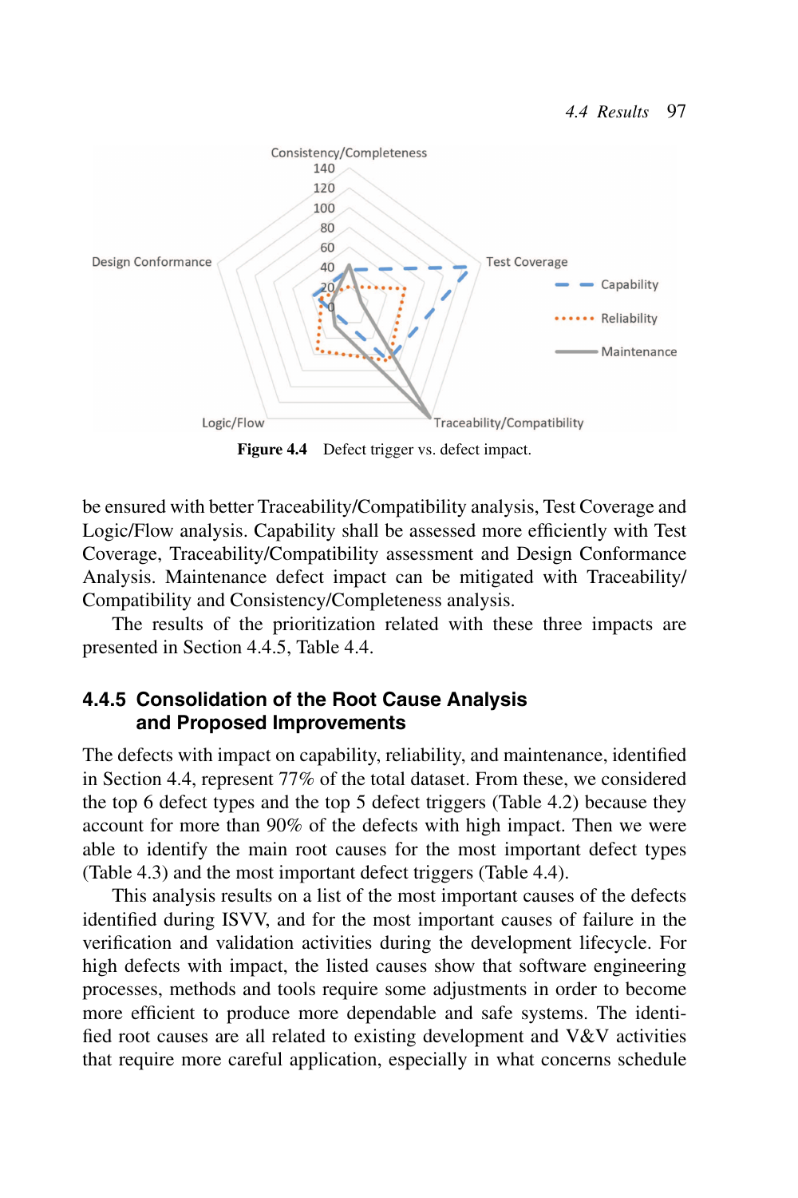Figure 4.4 Defect trigger vs. defect impact.

be ensured with better Traceability/Compatibility analysis, Test Coverage and Logic/Flow analysis. Capability shall be assessed more efficiently with Test Coverage, Traceability/Compatibility assessment and Design Conformance Analysis. Maintenance defect impact can be mitigated with Traceability/Compatibility and Consistency/Completeness analysis.

The results of the prioritization related with these three impacts are presented in Section 4.4.5, Table 4.4.

### 4.4.5 Consolidation of the Root Cause Analysis and Proposed Improvements

The defects with impact on capability, reliability, and maintenance, identified in Section 4.4, represent 77% of the total dataset. From these, we considered the top 6 defect types and the top 5 defect triggers (Table 4.2) because they account for more than 90% of the defects with high impact. Then we were able to identify the main root causes for the most important defect types (Table 4.3) and the most important defect triggers (Table 4.4).

This analysis results on a list of the most important causes of the defects identified during ISVV, and for the most important causes of failure in the verification and validation activities during the development lifecycle. For high defects with impact, the listed causes show that software engineering processes, methods and tools require some adjustments in order to become more efficient to produce more dependable and safe systems. The identified root causes are all related to existing development and V&V activities that require more careful application, especially in what concerns schedule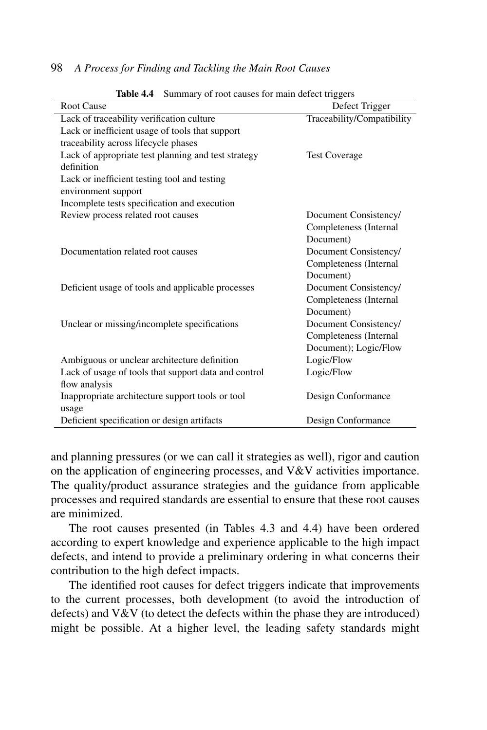**Table 4.4** Summary of root causes for main defect triggers

| Root Cause | Defect Trigger |
|---|---|
| Lack of traceability verification culture | Traceability/Compatibility |
| Lack or inefficient usage of tools that support traceability across lifecycle phases | |
| Lack of appropriate test planning and test strategy definition | Test Coverage |
| Lack or inefficient testing tool and testing environment support | |
| Incomplete tests specification and execution | |
| Review process related root causes | Document Consistency/ Completeness (Internal Document) |
| Documentation related root causes | Document Consistency/ Completeness (Internal Document) |
| Deficient usage of tools and applicable processes | Document Consistency/ Completeness (Internal Document) |
| Unclear or missing/incomplete specifications | Document Consistency/ Completeness (Internal Document); Logic/Flow |
| Ambiguous or unclear architecture definition | Logic/Flow |
| Lack of usage of tools that support data and control flow analysis | Logic/Flow |
| Inappropriate architecture support tools or tool usage | Design Conformance |
| Deficient specification or design artifacts | Design Conformance |

and planning pressures (or we can call it strategies as well), rigor and caution on the application of engineering processes, and V&V activities importance. The quality/product assurance strategies and the guidance from applicable processes and required standards are essential to ensure that these root causes are minimized.

The root causes presented (in Tables 4.3 and 4.4) have been ordered according to expert knowledge and experience applicable to the high impact defects, and intend to provide a preliminary ordering in what concerns their contribution to the high defect impacts.

The identified root causes for defect triggers indicate that improvements to the current processes, both development (to avoid the introduction of defects) and V&V (to detect the defects within the phase they are introduced) might be possible. At a higher level, the leading safety standards might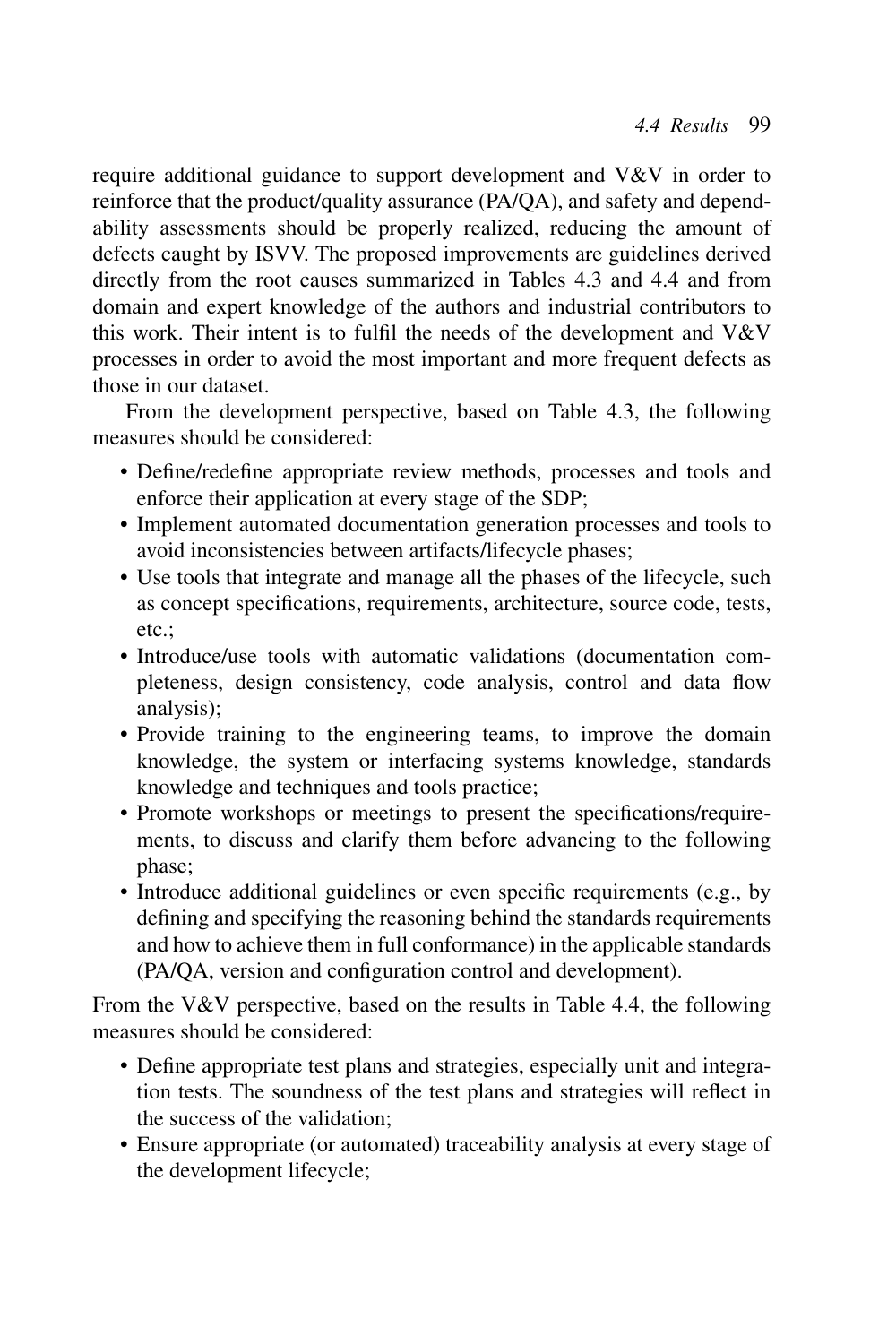require additional guidance to support development and V&V in order to reinforce that the product/quality assurance (PA/QA), and safety and dependability assessments should be properly realized, reducing the amount of defects caught by ISVV. The proposed improvements are guidelines derived directly from the root causes summarized in Tables 4.3 and 4.4 and from domain and expert knowledge of the authors and industrial contributors to this work. Their intent is to fulfil the needs of the development and V&V processes in order to avoid the most important and more frequent defects as those in our dataset.

From the development perspective, based on Table 4.3, the following measures should be considered:

- Define/redefine appropriate review methods, processes and tools and enforce their application at every stage of the SDP;
- Implement automated documentation generation processes and tools to avoid inconsistencies between artifacts/lifecycle phases;
- Use tools that integrate and manage all the phases of the lifecycle, such as concept specifications, requirements, architecture, source code, tests, etc.;
- Introduce/use tools with automatic validations (documentation completeness, design consistency, code analysis, control and data flow analysis);
- Provide training to the engineering teams, to improve the domain knowledge, the system or interfacing systems knowledge, standards knowledge and techniques and tools practice;
- Promote workshops or meetings to present the specifications/requirements, to discuss and clarify them before advancing to the following phase;
- Introduce additional guidelines or even specific requirements (e.g., by defining and specifying the reasoning behind the standards requirements and how to achieve them in full conformance) in the applicable standards (PA/QA, version and configuration control and development).

From the V&V perspective, based on the results in Table 4.4, the following measures should be considered:

- Define appropriate test plans and strategies, especially unit and integration tests. The soundness of the test plans and strategies will reflect in the success of the validation;
- Ensure appropriate (or automated) traceability analysis at every stage of the development lifecycle;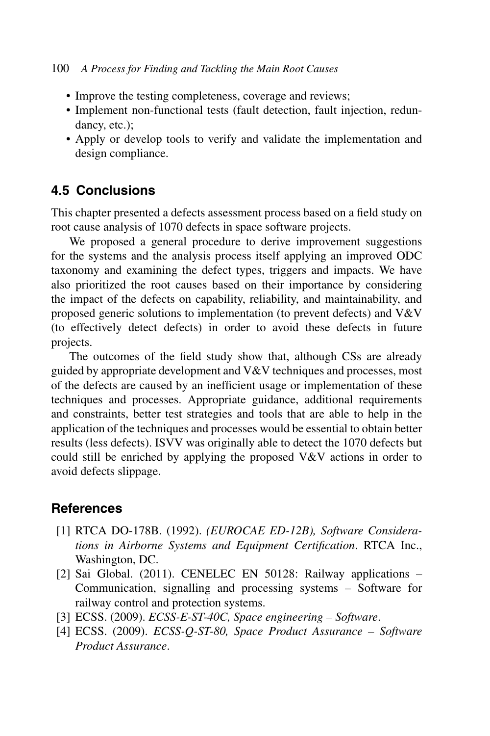- Improve the testing completeness, coverage and reviews;
- Implement non-functional tests (fault detection, fault injection, redundancy, etc.);
- Apply or develop tools to verify and validate the implementation and design compliance.

## 4.5 Conclusions

This chapter presented a defects assessment process based on a field study on root cause analysis of 1070 defects in space software projects.

We proposed a general procedure to derive improvement suggestions for the systems and the analysis process itself applying an improved ODC taxonomy and examining the defect types, triggers and impacts. We have also prioritized the root causes based on their importance by considering the impact of the defects on capability, reliability, and maintainability, and proposed generic solutions to implementation (to prevent defects) and V&V (to effectively detect defects) in order to avoid these defects in future projects.

The outcomes of the field study show that, although CSs are already guided by appropriate development and V&V techniques and processes, most of the defects are caused by an inefficient usage or implementation of these techniques and processes. Appropriate guidance, additional requirements and constraints, better test strategies and tools that are able to help in the application of the techniques and processes would be essential to obtain better results (less defects). ISVV was originally able to detect the 1070 defects but could still be enriched by applying the proposed V&V actions in order to avoid defects slippage.

## References

[1] RTCA DO-178B. (1992). *(EUROCAE ED-12B), Software Considerations in Airborne Systems and Equipment Certification*. RTCA Inc., Washington, DC.

[2] Sai Global. (2011). CENELEC EN 50128: Railway applications – Communication, signalling and processing systems – Software for railway control and protection systems.

[3] ECSS. (2009). *ECSS-E-ST-40C, Space engineering – Software*.

[4] ECSS. (2009). *ECSS-Q-ST-80, Space Product Assurance – Software Product Assurance*.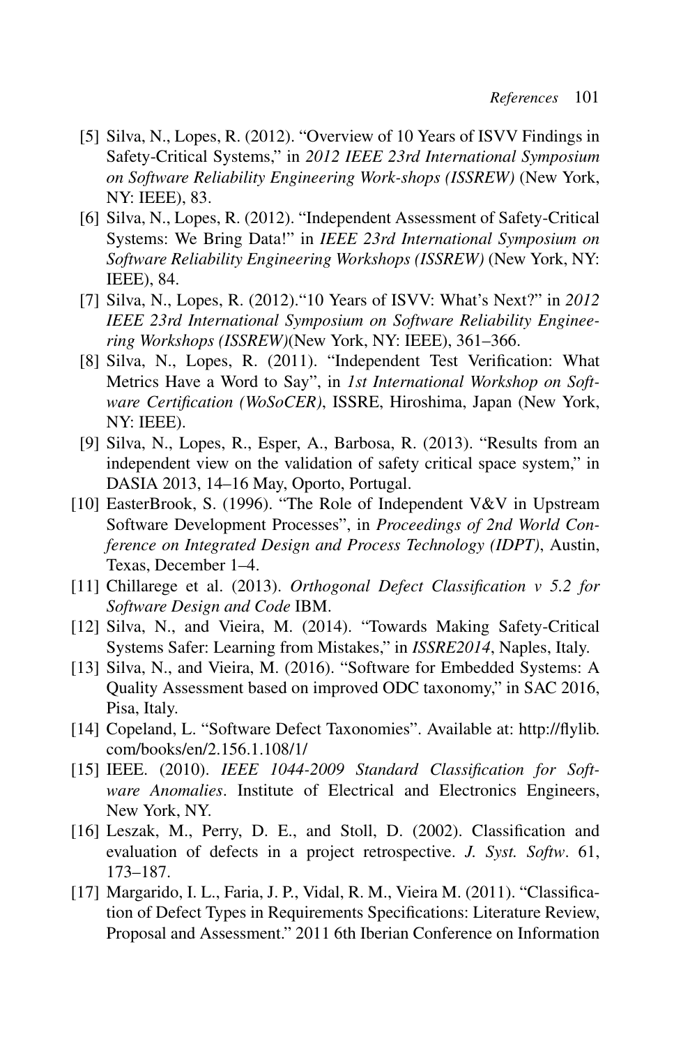[5] Silva, N., Lopes, R. (2012). "Overview of 10 Years of ISVV Findings in Safety-Critical Systems," in *2012 IEEE 23rd International Symposium on Software Reliability Engineering Work-shops (ISSREW)* (New York, NY: IEEE), 83.

[6] Silva, N., Lopes, R. (2012). "Independent Assessment of Safety-Critical Systems: We Bring Data!" in *IEEE 23rd International Symposium on Software Reliability Engineering Workshops (ISSREW)* (New York, NY: IEEE), 84.

[7] Silva, N., Lopes, R. (2012)."10 Years of ISVV: What's Next?" in *2012 IEEE 23rd International Symposium on Software Reliability Engineering Workshops (ISSREW)*(New York, NY: IEEE), 361–366.

[8] Silva, N., Lopes, R. (2011). "Independent Test Verification: What Metrics Have a Word to Say", in *1st International Workshop on Software Certification (WoSoCER)*, ISSRE, Hiroshima, Japan (New York, NY: IEEE).

[9] Silva, N., Lopes, R., Esper, A., Barbosa, R. (2013). "Results from an independent view on the validation of safety critical space system," in DASIA 2013, 14–16 May, Oporto, Portugal.

[10] EasterBrook, S. (1996). "The Role of Independent V&V in Upstream Software Development Processes", in *Proceedings of 2nd World Conference on Integrated Design and Process Technology (IDPT)*, Austin, Texas, December 1–4.

[11] Chillarege et al. (2013). *Orthogonal Defect Classification v 5.2 for Software Design and Code* IBM.

[12] Silva, N., and Vieira, M. (2014). "Towards Making Safety-Critical Systems Safer: Learning from Mistakes," in *ISSRE2014*, Naples, Italy.

[13] Silva, N., and Vieira, M. (2016). "Software for Embedded Systems: A Quality Assessment based on improved ODC taxonomy," in SAC 2016, Pisa, Italy.

[14] Copeland, L. "Software Defect Taxonomies". Available at: http://flylib.com/books/en/2.156.1.108/1/

[15] IEEE. (2010). *IEEE 1044-2009 Standard Classification for Software Anomalies*. Institute of Electrical and Electronics Engineers, New York, NY.

[16] Leszak, M., Perry, D. E., and Stoll, D. (2002). Classification and evaluation of defects in a project retrospective. *J. Syst. Softw*. 61, 173–187.

[17] Margarido, I. L., Faria, J. P., Vidal, R. M., Vieira M. (2011). "Classification of Defect Types in Requirements Specifications: Literature Review, Proposal and Assessment." 2011 6th Iberian Conference on Information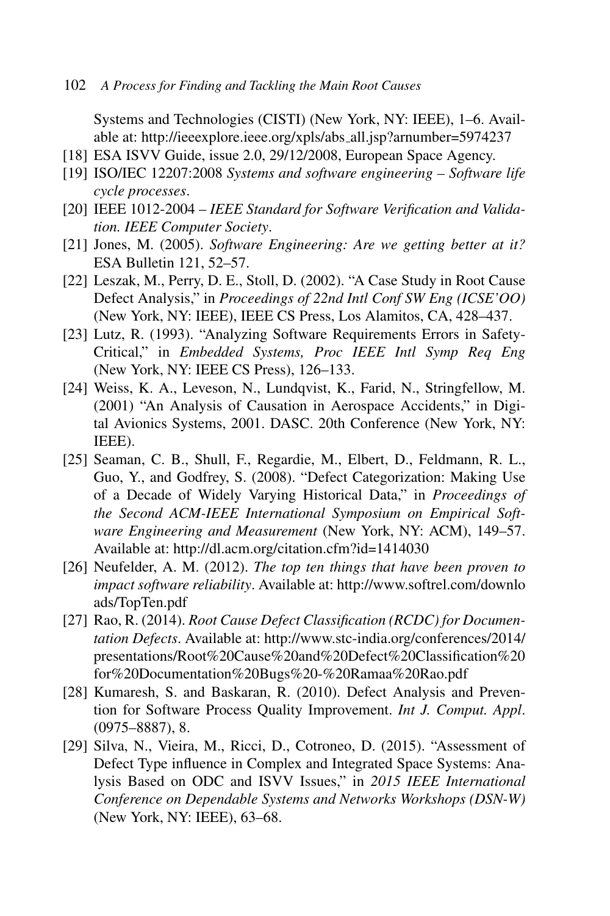Systems and Technologies (CISTI) (New York, NY: IEEE), 1–6. Available at: http://ieeexplore.ieee.org/xpls/abs_all.jsp?arnumber=5974237

[18] ESA ISVV Guide, issue 2.0, 29/12/2008, European Space Agency.

[19] ISO/IEC 12207:2008 *Systems and software engineering – Software life cycle processes*.

[20] IEEE 1012-2004 – *IEEE Standard for Software Verification and Validation. IEEE Computer Society*.

[21] Jones, M. (2005). *Software Engineering: Are we getting better at it?* ESA Bulletin 121, 52–57.

[22] Leszak, M., Perry, D. E., Stoll, D. (2002). "A Case Study in Root Cause Defect Analysis," in *Proceedings of 22nd Intl Conf SW Eng (ICSE'OO)* (New York, NY: IEEE), IEEE CS Press, Los Alamitos, CA, 428–437.

[23] Lutz, R. (1993). "Analyzing Software Requirements Errors in Safety-Critical," in *Embedded Systems, Proc IEEE Intl Symp Req Eng* (New York, NY: IEEE CS Press), 126–133.

[24] Weiss, K. A., Leveson, N., Lundqvist, K., Farid, N., Stringfellow, M. (2001) "An Analysis of Causation in Aerospace Accidents," in Digital Avionics Systems, 2001. DASC. 20th Conference (New York, NY: IEEE).

[25] Seaman, C. B., Shull, F., Regardie, M., Elbert, D., Feldmann, R. L., Guo, Y., and Godfrey, S. (2008). "Defect Categorization: Making Use of a Decade of Widely Varying Historical Data," in *Proceedings of the Second ACM-IEEE International Symposium on Empirical Software Engineering and Measurement* (New York, NY: ACM), 149–57. Available at: http://dl.acm.org/citation.cfm?id=1414030

[26] Neufelder, A. M. (2012). *The top ten things that have been proven to impact software reliability*. Available at: http://www.softrel.com/downloads/TopTen.pdf

[27] Rao, R. (2014). *Root Cause Defect Classification (RCDC) for Documentation Defects*. Available at: http://www.stc-india.org/conferences/2014/presentations/Root%20Cause%20and%20Defect%20Classification%20for%20Documentation%20Bugs%20-%20Ramaa%20Rao.pdf

[28] Kumaresh, S. and Baskaran, R. (2010). Defect Analysis and Prevention for Software Process Quality Improvement. *Int J. Comput. Appl*. (0975–8887), 8.

[29] Silva, N., Vieira, M., Ricci, D., Cotroneo, D. (2015). "Assessment of Defect Type influence in Complex and Integrated Space Systems: Analysis Based on ODC and ISVV Issues," in *2015 IEEE International Conference on Dependable Systems and Networks Workshops (DSN-W)* (New York, NY: IEEE), 63–68.